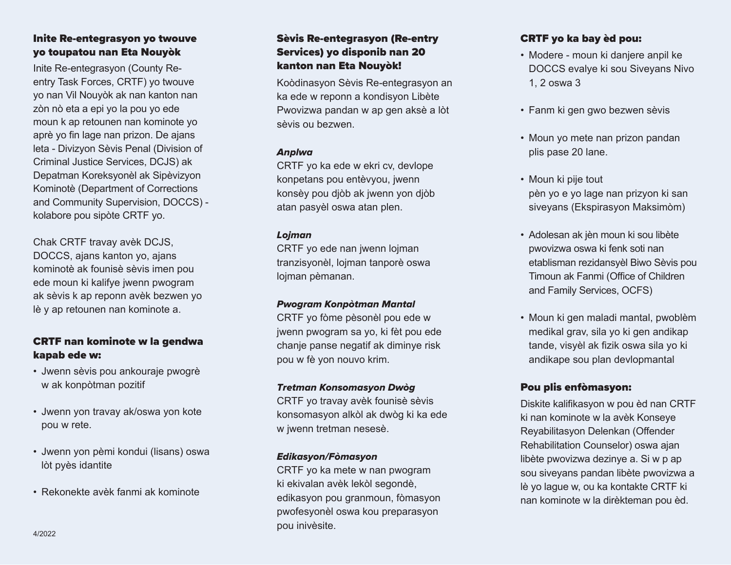## Inite Re-entegrasyon yo twouve yo toupatou nan Eta Nouyòk

Inite Re-entegrasyon (County Re-entry Task Forces, CRTF) yo twouve yo nan Vil Nouyòk ak nan kanton nan zòn nò eta a epi yo la pou yo ede moun k ap retounen nan kominote yo aprè yo fin lage nan prizon. De ajans leta - Divizyon Sèvis Penal (Division of Criminal Justice Services, DCJS) ak Depatman Koreksyonèl ak Sipèvizyon Kominotè (Department of Corrections and Community Supervision, DOCCS) - kolabore pou sipòte CRTF yo.

Chak CRTF travay avèk DCJS, DOCCS, ajans kanton yo, ajans kominotè ak founisè sèvis imen pou ede moun ki kalifye jwenn pwogram ak sèvis k ap reponn avèk bezwen yo lè y ap retounen nan kominote a.

## CRTF nan kominote w la gendwa kapab ede w:

- Jwenn sèvis pou ankouraje pwogrè w ak konpòtman pozitif
- Jwenn yon travay ak/oswa yon kote pou w rete.
- Jwenn yon pèmi kondui (lisans) oswa lòt pyès idantite
- Rekonekte avèk fanmi ak kominote

4/2022

## Sèvis Re-entegrasyon (Re-entry Services) yo disponib nan 20 kanton nan Eta Nouyòk!

Koòdinasyon Sèvis Re-entegrasyon an ka ede w reponn a kondisyon Libète Pwovizwa pandan w ap gen aksè a lòt sèvis ou bezwen.

***Anplwa***
CRTF yo ka ede w ekri cv, devlope konpetans pou entèvyou, jwenn konsèy pou djòb ak jwenn yon djòb atan pasyèl oswa atan plen.

***Lojman***
CRTF yo ede nan jwenn lojman tranzisyonèl, lojman tanporè oswa lojman pèmanan.

***Pwogram Konpòtman Mantal***
CRTF yo fòme pèsonèl pou ede w jwenn pwogram sa yo, ki fèt pou ede chanje panse negatif ak diminye risk pou w fè yon nouvo krim.

***Tretman Konsomasyon Dwòg***
CRTF yo travay avèk founisè sèvis konsomasyon alkòl ak dwòg ki ka ede w jwenn tretman nesesè.

***Edikasyon/Fòmasyon***
CRTF yo ka mete w nan pwogram ki ekivalan avèk lekòl segondè, edikasyon pou granmoun, fòmasyon pwofesyonèl oswa kou preparasyon pou inivèsite.

## CRTF yo ka bay èd pou:

- Modere - moun ki danjere anpil ke DOCCS evalye ki sou Siveyans Nivo 1, 2 oswa 3
- Fanm ki gen gwo bezwen sèvis
- Moun yo mete nan prizon pandan plis pase 20 lane.
- Moun ki pije tout pèn yo e yo lage nan prizyon ki san siveyans (Ekspirasyon Maksimòm)
- Adolesan ak jèn moun ki sou libète pwovizwa oswa ki fenk soti nan etablisman rezidansyèl Biwo Sèvis pou Timoun ak Fanmi (Office of Children and Family Services, OCFS)
- Moun ki gen maladi mantal, pwoblèm medikal grav, sila yo ki gen andikap tande, visyèl ak fizik oswa sila yo ki andikape sou plan devlopmantal

## Pou plis enfòmasyon:

Diskite kalifikasyon w pou èd nan CRTF ki nan kominote w la avèk Konseye Reyabilitasyon Delenkan (Offender Rehabilitation Counselor) oswa ajan libète pwovizwa dezinye a. Si w p ap sou siveyans pandan libète pwovizwa a lè yo lague w, ou ka kontakte CRTF ki nan kominote w la dirèkteman pou èd.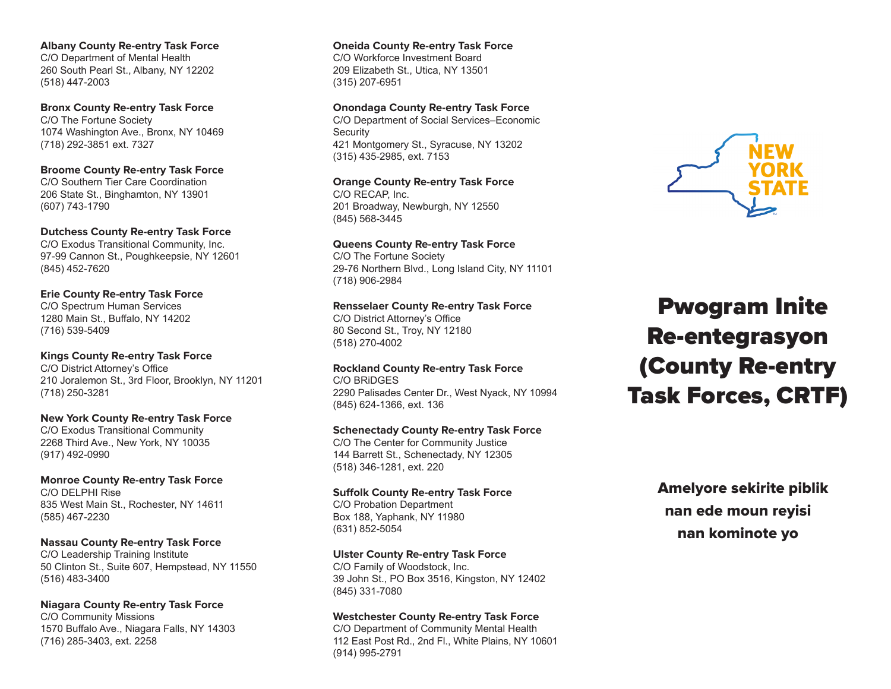**Albany County Re-entry Task Force**
C/O Department of Mental Health
260 South Pearl St., Albany, NY 12202
(518) 447-2003

**Bronx County Re-entry Task Force**
C/O The Fortune Society
1074 Washington Ave., Bronx, NY 10469
(718) 292-3851 ext. 7327

**Broome County Re-entry Task Force**
C/O Southern Tier Care Coordination
206 State St., Binghamton, NY 13901
(607) 743-1790

**Dutchess County Re-entry Task Force**
C/O Exodus Transitional Community, Inc.
97-99 Cannon St., Poughkeepsie, NY 12601
(845) 452-7620

**Erie County Re-entry Task Force**
C/O Spectrum Human Services
1280 Main St., Buffalo, NY 14202
(716) 539-5409

**Kings County Re-entry Task Force**
C/O District Attorney's Office
210 Joralemon St., 3rd Floor, Brooklyn, NY 11201
(718) 250-3281

**New York County Re-entry Task Force**
C/O Exodus Transitional Community
2268 Third Ave., New York, NY 10035
(917) 492-0990

**Monroe County Re-entry Task Force**
C/O DELPHI Rise
835 West Main St., Rochester, NY 14611
(585) 467-2230

**Nassau County Re-entry Task Force**
C/O Leadership Training Institute
50 Clinton St., Suite 607, Hempstead, NY 11550
(516) 483-3400

**Niagara County Re-entry Task Force**
C/O Community Missions
1570 Buffalo Ave., Niagara Falls, NY 14303
(716) 285-3403, ext. 2258

**Oneida County Re-entry Task Force**
C/O Workforce Investment Board
209 Elizabeth St., Utica, NY 13501
(315) 207-6951

**Onondaga County Re-entry Task Force**
C/O Department of Social Services–Economic Security
421 Montgomery St., Syracuse, NY 13202
(315) 435-2985, ext. 7153

**Orange County Re-entry Task Force**
C/O RECAP, Inc.
201 Broadway, Newburgh, NY 12550
(845) 568-3445

**Queens County Re-entry Task Force**
C/O The Fortune Society
29-76 Northern Blvd., Long Island City, NY 11101
(718) 906-2984

**Rensselaer County Re-entry Task Force**
C/O District Attorney's Office
80 Second St., Troy, NY 12180
(518) 270-4002

**Rockland County Re-entry Task Force**
C/O BRiDGES
2290 Palisades Center Dr., West Nyack, NY 10994
(845) 624-1366, ext. 136

**Schenectady County Re-entry Task Force**
C/O The Center for Community Justice
144 Barrett St., Schenectady, NY 12305
(518) 346-1281, ext. 220

**Suffolk County Re-entry Task Force**
C/O Probation Department
Box 188, Yaphank, NY 11980
(631) 852-5054

**Ulster County Re-entry Task Force**
C/O Family of Woodstock, Inc.
39 John St., PO Box 3516, Kingston, NY 12402
(845) 331-7080

**Westchester County Re-entry Task Force**
C/O Department of Community Mental Health
112 East Post Rd., 2nd Fl., White Plains, NY 10601
(914) 995-2791

NEW YORK STATE

# Pwogram Inite Re-entegrasyon (County Re-entry Task Forces, CRTF)

**Amelyore sekirite piblik nan ede moun reyisi nan kominote yo**